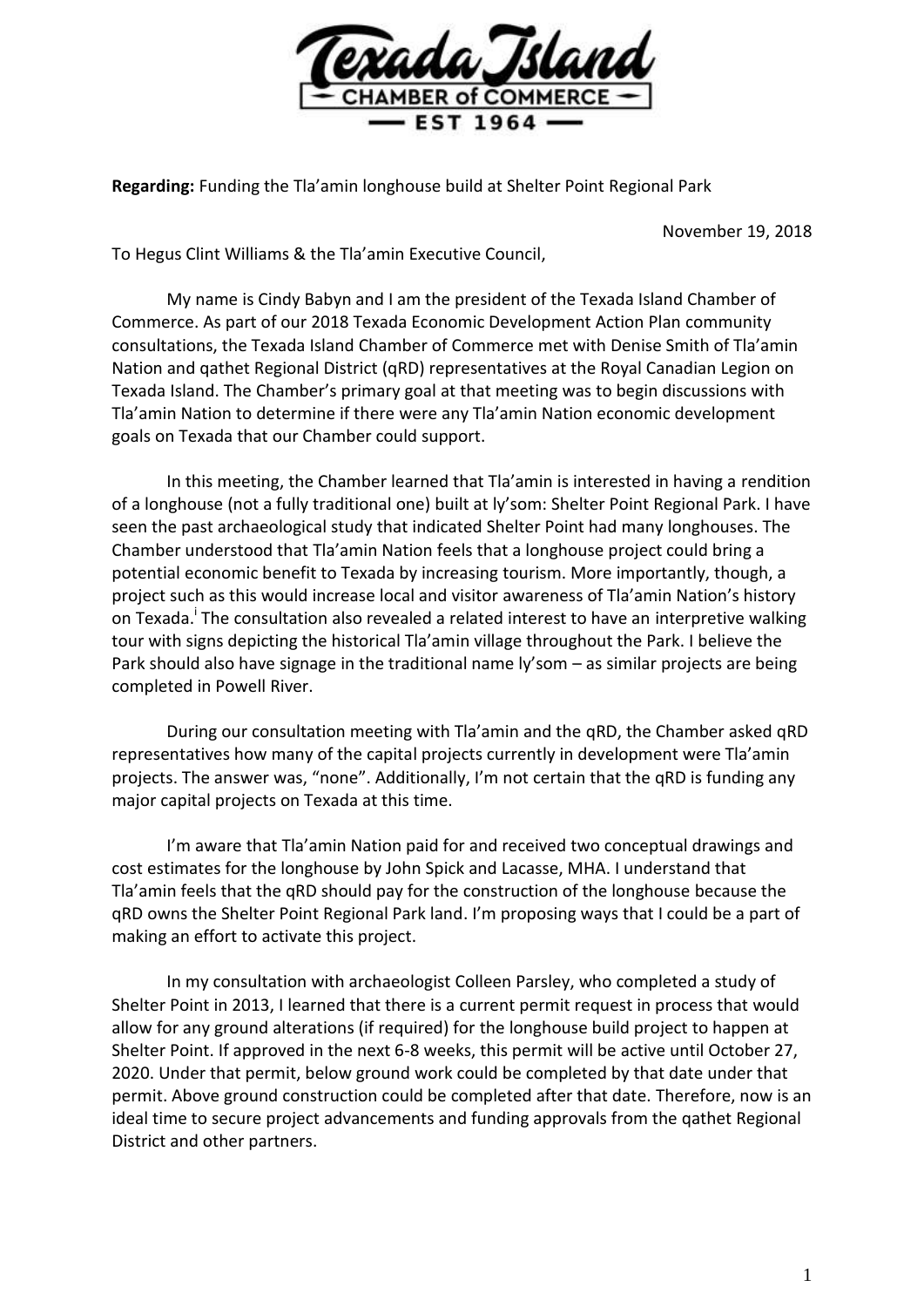Texada Island
CHAMBER of COMMERCE
EST 1964

**Regarding:** Funding the Tla'amin longhouse build at Shelter Point Regional Park

November 19, 2018

To Hegus Clint Williams & the Tla'amin Executive Council,

My name is Cindy Babyn and I am the president of the Texada Island Chamber of Commerce. As part of our 2018 Texada Economic Development Action Plan community consultations, the Texada Island Chamber of Commerce met with Denise Smith of Tla'amin Nation and qathet Regional District (qRD) representatives at the Royal Canadian Legion on Texada Island. The Chamber's primary goal at that meeting was to begin discussions with Tla'amin Nation to determine if there were any Tla'amin Nation economic development goals on Texada that our Chamber could support.

In this meeting, the Chamber learned that Tla'amin is interested in having a rendition of a longhouse (not a fully traditional one) built at ly'som: Shelter Point Regional Park. I have seen the past archaeological study that indicated Shelter Point had many longhouses. The Chamber understood that Tla'amin Nation feels that a longhouse project could bring a potential economic benefit to Texada by increasing tourism. More importantly, though, a project such as this would increase local and visitor awareness of Tla'amin Nation's history on Texada.[i] The consultation also revealed a related interest to have an interpretive walking tour with signs depicting the historical Tla'amin village throughout the Park. I believe the Park should also have signage in the traditional name ly'som – as similar projects are being completed in Powell River.

During our consultation meeting with Tla'amin and the qRD, the Chamber asked qRD representatives how many of the capital projects currently in development were Tla'amin projects. The answer was, "none". Additionally, I'm not certain that the qRD is funding any major capital projects on Texada at this time.

I'm aware that Tla'amin Nation paid for and received two conceptual drawings and cost estimates for the longhouse by John Spick and Lacasse, MHA. I understand that Tla'amin feels that the qRD should pay for the construction of the longhouse because the qRD owns the Shelter Point Regional Park land. I'm proposing ways that I could be a part of making an effort to activate this project.

In my consultation with archaeologist Colleen Parsley, who completed a study of Shelter Point in 2013, I learned that there is a current permit request in process that would allow for any ground alterations (if required) for the longhouse build project to happen at Shelter Point. If approved in the next 6-8 weeks, this permit will be active until October 27, 2020. Under that permit, below ground work could be completed by that date under that permit. Above ground construction could be completed after that date. Therefore, now is an ideal time to secure project advancements and funding approvals from the qathet Regional District and other partners.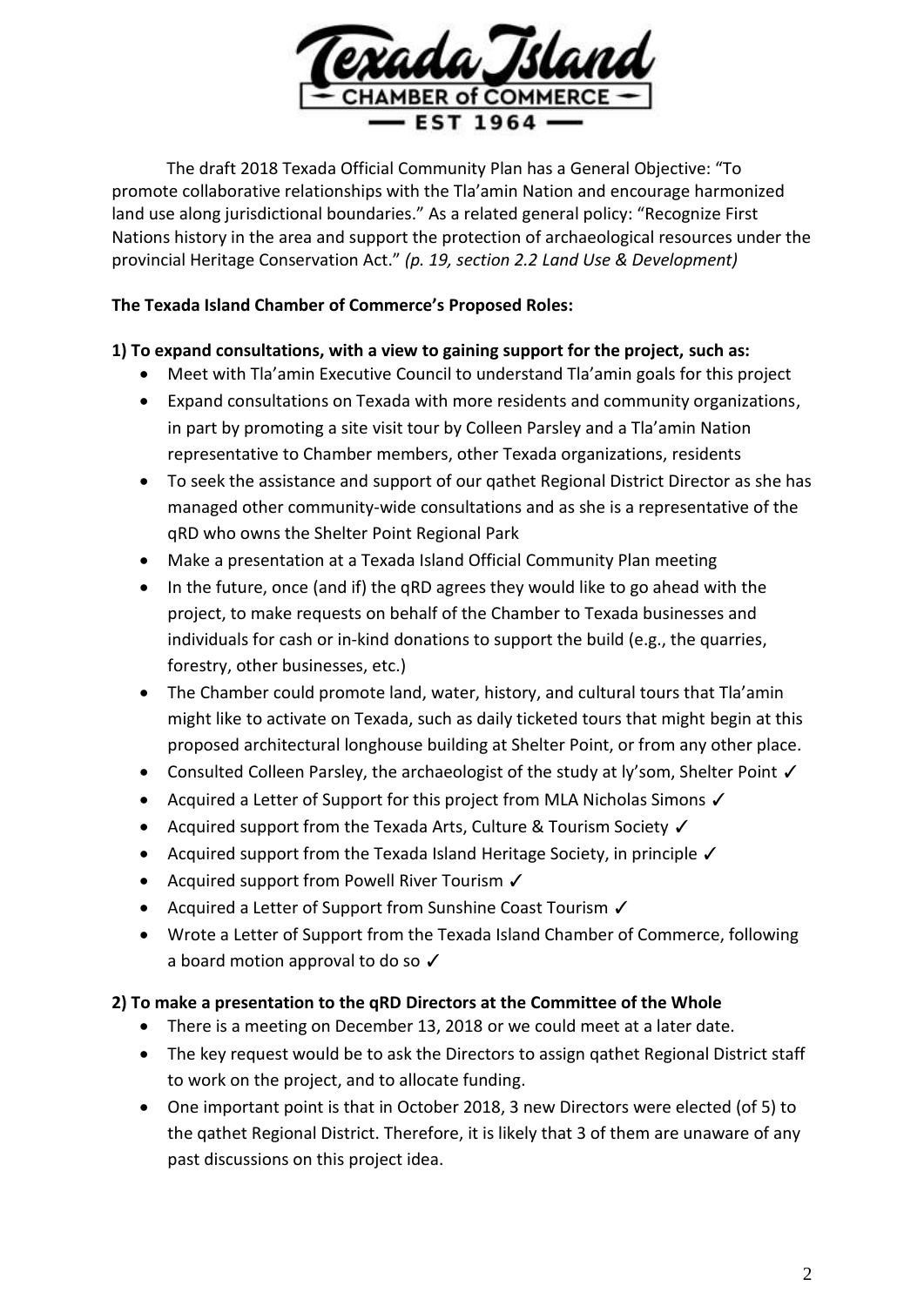The draft 2018 Texada Official Community Plan has a General Objective: "To promote collaborative relationships with the Tla'amin Nation and encourage harmonized land use along jurisdictional boundaries." As a related general policy: "Recognize First Nations history in the area and support the protection of archaeological resources under the provincial Heritage Conservation Act." *(p. 19, section 2.2 Land Use & Development)*

**The Texada Island Chamber of Commerce's Proposed Roles:**

**1) To expand consultations, with a view to gaining support for the project, such as:**

- Meet with Tla'amin Executive Council to understand Tla'amin goals for this project
- Expand consultations on Texada with more residents and community organizations, in part by promoting a site visit tour by Colleen Parsley and a Tla'amin Nation representative to Chamber members, other Texada organizations, residents
- To seek the assistance and support of our qathet Regional District Director as she has managed other community-wide consultations and as she is a representative of the qRD who owns the Shelter Point Regional Park
- Make a presentation at a Texada Island Official Community Plan meeting
- In the future, once (and if) the qRD agrees they would like to go ahead with the project, to make requests on behalf of the Chamber to Texada businesses and individuals for cash or in-kind donations to support the build (e.g., the quarries, forestry, other businesses, etc.)
- The Chamber could promote land, water, history, and cultural tours that Tla'amin might like to activate on Texada, such as daily ticketed tours that might begin at this proposed architectural longhouse building at Shelter Point, or from any other place.
- Consulted Colleen Parsley, the archaeologist of the study at ly'som, Shelter Point ✓
- Acquired a Letter of Support for this project from MLA Nicholas Simons ✓
- Acquired support from the Texada Arts, Culture & Tourism Society ✓
- Acquired support from the Texada Island Heritage Society, in principle ✓
- Acquired support from Powell River Tourism ✓
- Acquired a Letter of Support from Sunshine Coast Tourism ✓
- Wrote a Letter of Support from the Texada Island Chamber of Commerce, following a board motion approval to do so ✓

**2) To make a presentation to the qRD Directors at the Committee of the Whole**

- There is a meeting on December 13, 2018 or we could meet at a later date.
- The key request would be to ask the Directors to assign qathet Regional District staff to work on the project, and to allocate funding.
- One important point is that in October 2018, 3 new Directors were elected (of 5) to the qathet Regional District. Therefore, it is likely that 3 of them are unaware of any past discussions on this project idea.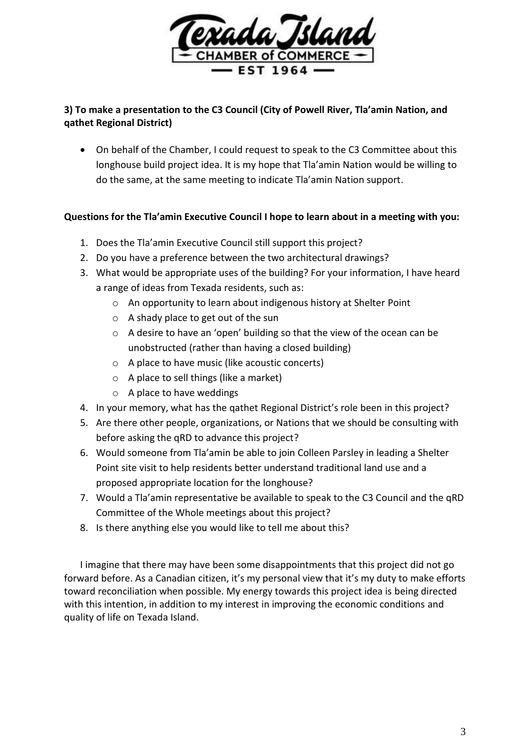**3) To make a presentation to the C3 Council (City of Powell River, Tla'amin Nation, and qathet Regional District)**

- On behalf of the Chamber, I could request to speak to the C3 Committee about this longhouse build project idea. It is my hope that Tla'amin Nation would be willing to do the same, at the same meeting to indicate Tla'amin Nation support.

**Questions for the Tla'amin Executive Council I hope to learn about in a meeting with you:**

1. Does the Tla'amin Executive Council still support this project?
2. Do you have a preference between the two architectural drawings?
3. What would be appropriate uses of the building? For your information, I have heard a range of ideas from Texada residents, such as:
   - An opportunity to learn about indigenous history at Shelter Point
   - A shady place to get out of the sun
   - A desire to have an 'open' building so that the view of the ocean can be unobstructed (rather than having a closed building)
   - A place to have music (like acoustic concerts)
   - A place to sell things (like a market)
   - A place to have weddings
4. In your memory, what has the qathet Regional District's role been in this project?
5. Are there other people, organizations, or Nations that we should be consulting with before asking the qRD to advance this project?
6. Would someone from Tla'amin be able to join Colleen Parsley in leading a Shelter Point site visit to help residents better understand traditional land use and a proposed appropriate location for the longhouse?
7. Would a Tla'amin representative be available to speak to the C3 Council and the qRD Committee of the Whole meetings about this project?
8. Is there anything else you would like to tell me about this?

I imagine that there may have been some disappointments that this project did not go forward before. As a Canadian citizen, it's my personal view that it's my duty to make efforts toward reconciliation when possible. My energy towards this project idea is being directed with this intention, in addition to my interest in improving the economic conditions and quality of life on Texada Island.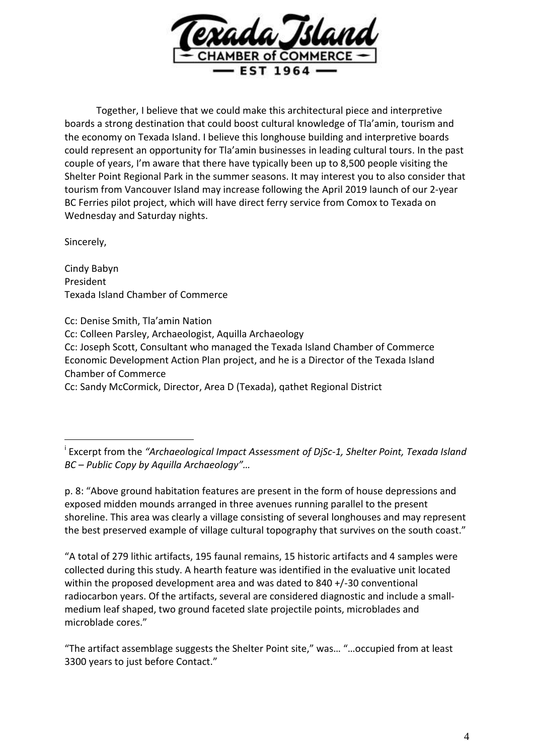Together, I believe that we could make this architectural piece and interpretive boards a strong destination that could boost cultural knowledge of Tla'amin, tourism and the economy on Texada Island. I believe this longhouse building and interpretive boards could represent an opportunity for Tla'amin businesses in leading cultural tours. In the past couple of years, I'm aware that there have typically been up to 8,500 people visiting the Shelter Point Regional Park in the summer seasons. It may interest you to also consider that tourism from Vancouver Island may increase following the April 2019 launch of our 2-year BC Ferries pilot project, which will have direct ferry service from Comox to Texada on Wednesday and Saturday nights.

Sincerely,

Cindy Babyn
President
Texada Island Chamber of Commerce

Cc: Denise Smith, Tla'amin Nation
Cc: Colleen Parsley, Archaeologist, Aquilla Archaeology
Cc: Joseph Scott, Consultant who managed the Texada Island Chamber of Commerce Economic Development Action Plan project, and he is a Director of the Texada Island Chamber of Commerce
Cc: Sandy McCormick, Director, Area D (Texada), qathet Regional District

---

[i] Excerpt from the *"Archaeological Impact Assessment of DjSc-1, Shelter Point, Texada Island BC – Public Copy by Aquilla Archaeology"…*

p. 8: "Above ground habitation features are present in the form of house depressions and exposed midden mounds arranged in three avenues running parallel to the present shoreline. This area was clearly a village consisting of several longhouses and may represent the best preserved example of village cultural topography that survives on the south coast."

"A total of 279 lithic artifacts, 195 faunal remains, 15 historic artifacts and 4 samples were collected during this study. A hearth feature was identified in the evaluative unit located within the proposed development area and was dated to 840 +/-30 conventional radiocarbon years. Of the artifacts, several are considered diagnostic and include a small-medium leaf shaped, two ground faceted slate projectile points, microblades and microblade cores."

"The artifact assemblage suggests the Shelter Point site," was… "…occupied from at least 3300 years to just before Contact."